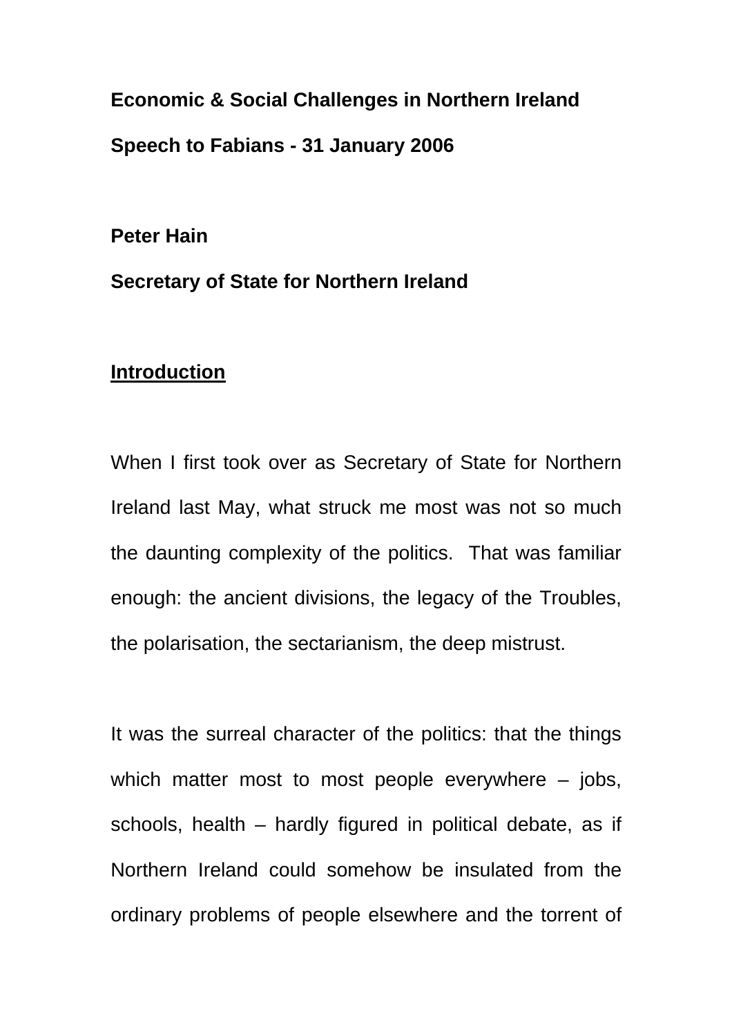**Economic & Social Challenges in Northern Ireland**

**Speech to Fabians - 31 January 2006**

**Peter Hain**

**Secretary of State for Northern Ireland**

## Introduction

When I first took over as Secretary of State for Northern Ireland last May, what struck me most was not so much the daunting complexity of the politics. That was familiar enough: the ancient divisions, the legacy of the Troubles, the polarisation, the sectarianism, the deep mistrust.

It was the surreal character of the politics: that the things which matter most to most people everywhere – jobs, schools, health – hardly figured in political debate, as if Northern Ireland could somehow be insulated from the ordinary problems of people elsewhere and the torrent of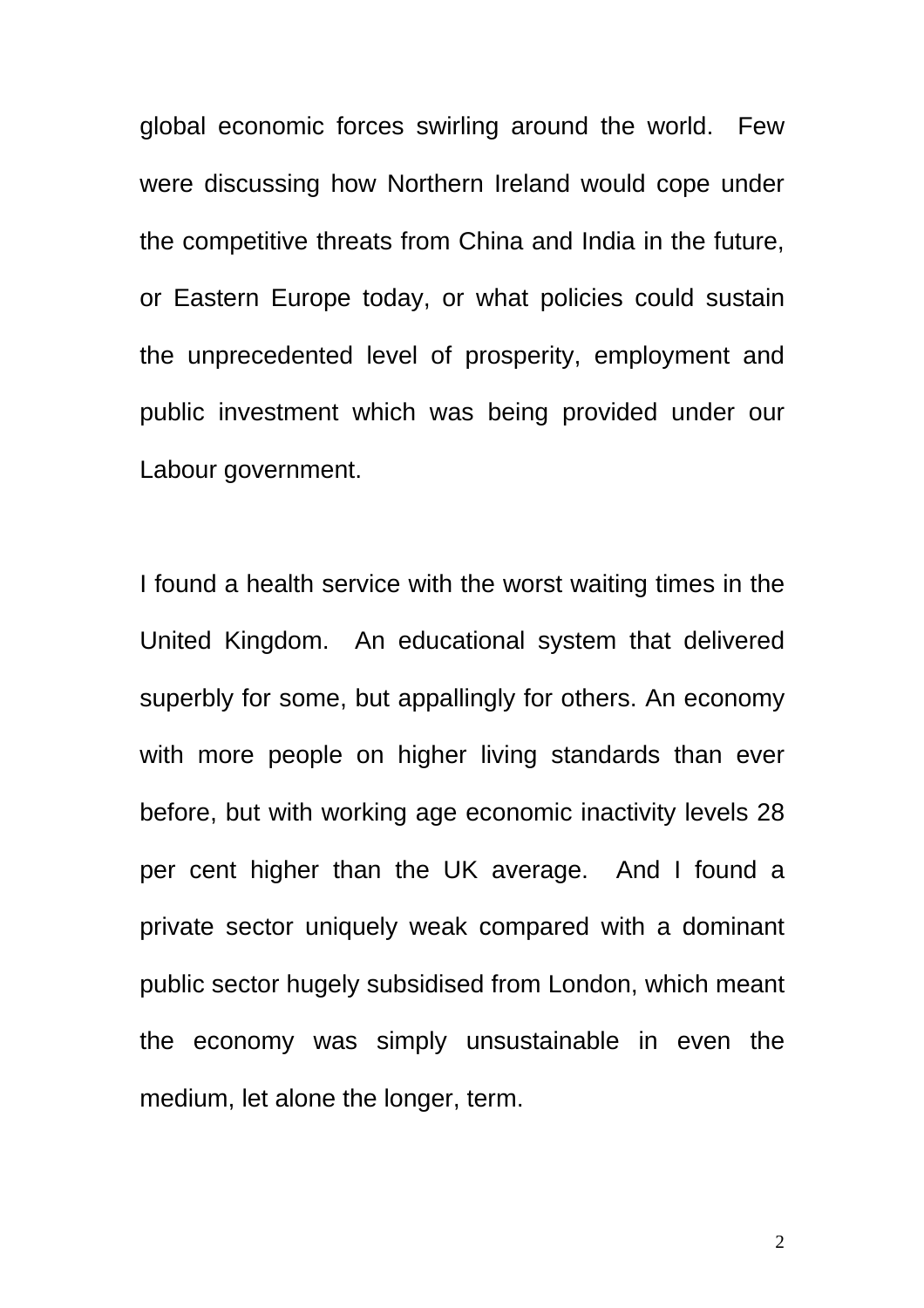global economic forces swirling around the world. Few were discussing how Northern Ireland would cope under the competitive threats from China and India in the future, or Eastern Europe today, or what policies could sustain the unprecedented level of prosperity, employment and public investment which was being provided under our Labour government.

I found a health service with the worst waiting times in the United Kingdom. An educational system that delivered superbly for some, but appallingly for others. An economy with more people on higher living standards than ever before, but with working age economic inactivity levels 28 per cent higher than the UK average. And I found a private sector uniquely weak compared with a dominant public sector hugely subsidised from London, which meant the economy was simply unsustainable in even the medium, let alone the longer, term.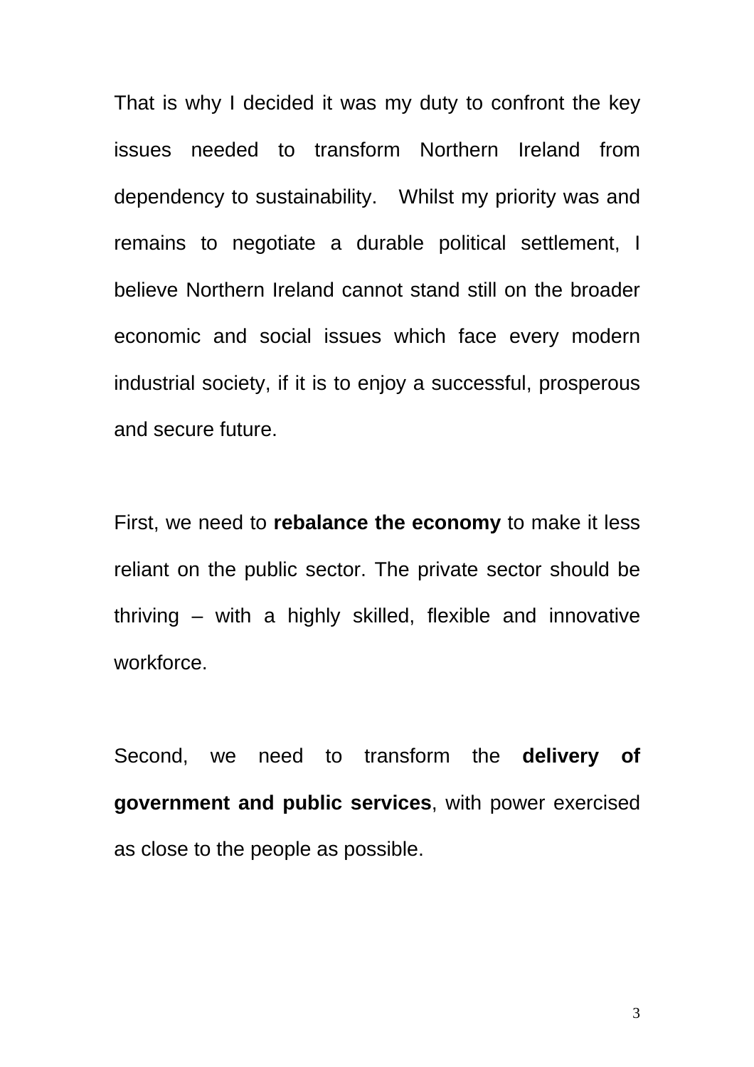That is why I decided it was my duty to confront the key issues needed to transform Northern Ireland from dependency to sustainability. Whilst my priority was and remains to negotiate a durable political settlement, I believe Northern Ireland cannot stand still on the broader economic and social issues which face every modern industrial society, if it is to enjoy a successful, prosperous and secure future.

First, we need to **rebalance the economy** to make it less reliant on the public sector. The private sector should be thriving – with a highly skilled, flexible and innovative workforce.

Second, we need to transform the **delivery of government and public services**, with power exercised as close to the people as possible.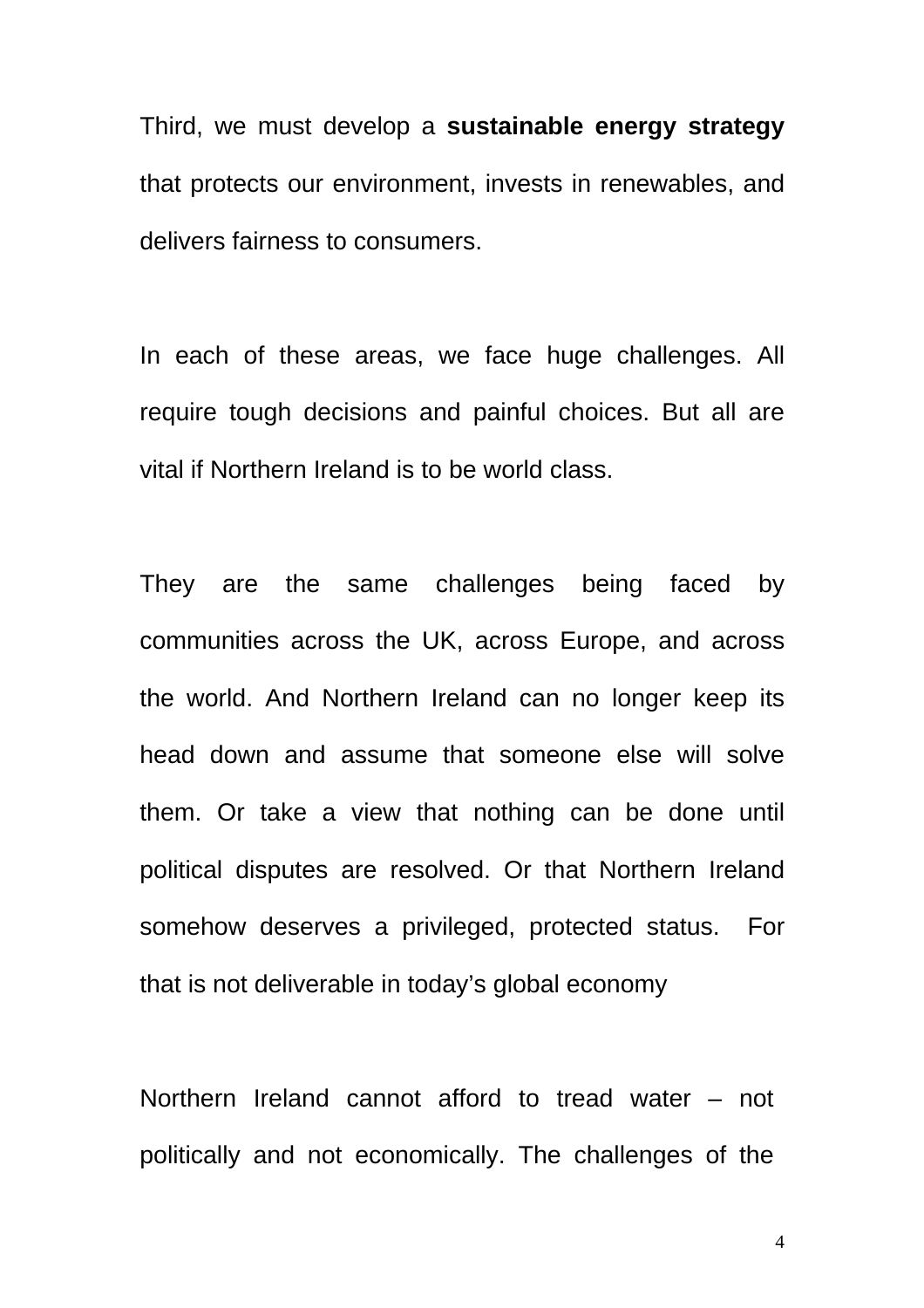Third, we must develop a **sustainable energy strategy** that protects our environment, invests in renewables, and delivers fairness to consumers.

In each of these areas, we face huge challenges. All require tough decisions and painful choices. But all are vital if Northern Ireland is to be world class.

They are the same challenges being faced by communities across the UK, across Europe, and across the world. And Northern Ireland can no longer keep its head down and assume that someone else will solve them. Or take a view that nothing can be done until political disputes are resolved. Or that Northern Ireland somehow deserves a privileged, protected status. For that is not deliverable in today's global economy

Northern Ireland cannot afford to tread water – not politically and not economically. The challenges of the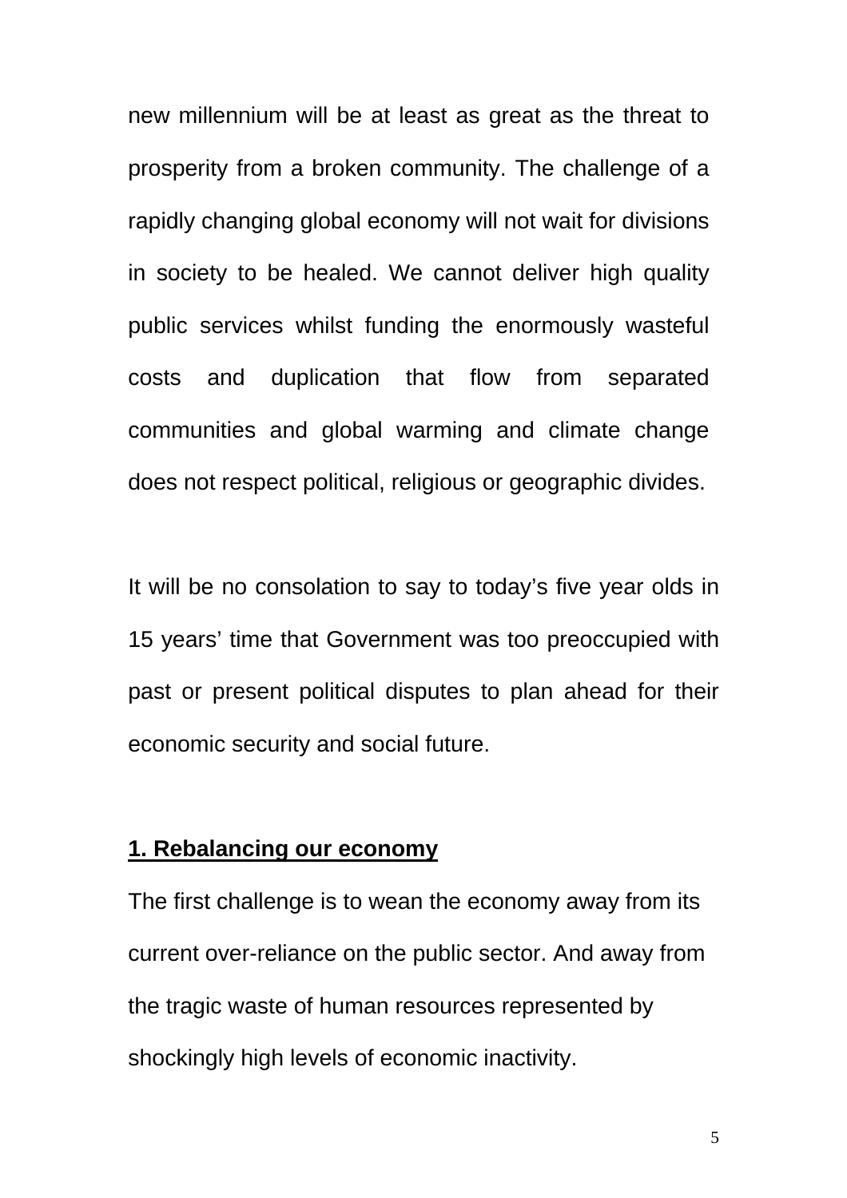new millennium will be at least as great as the threat to prosperity from a broken community. The challenge of a rapidly changing global economy will not wait for divisions in society to be healed. We cannot deliver high quality public services whilst funding the enormously wasteful costs and duplication that flow from separated communities and global warming and climate change does not respect political, religious or geographic divides.

It will be no consolation to say to today's five year olds in 15 years' time that Government was too preoccupied with past or present political disputes to plan ahead for their economic security and social future.

## 1. Rebalancing our economy

The first challenge is to wean the economy away from its current over-reliance on the public sector. And away from the tragic waste of human resources represented by shockingly high levels of economic inactivity.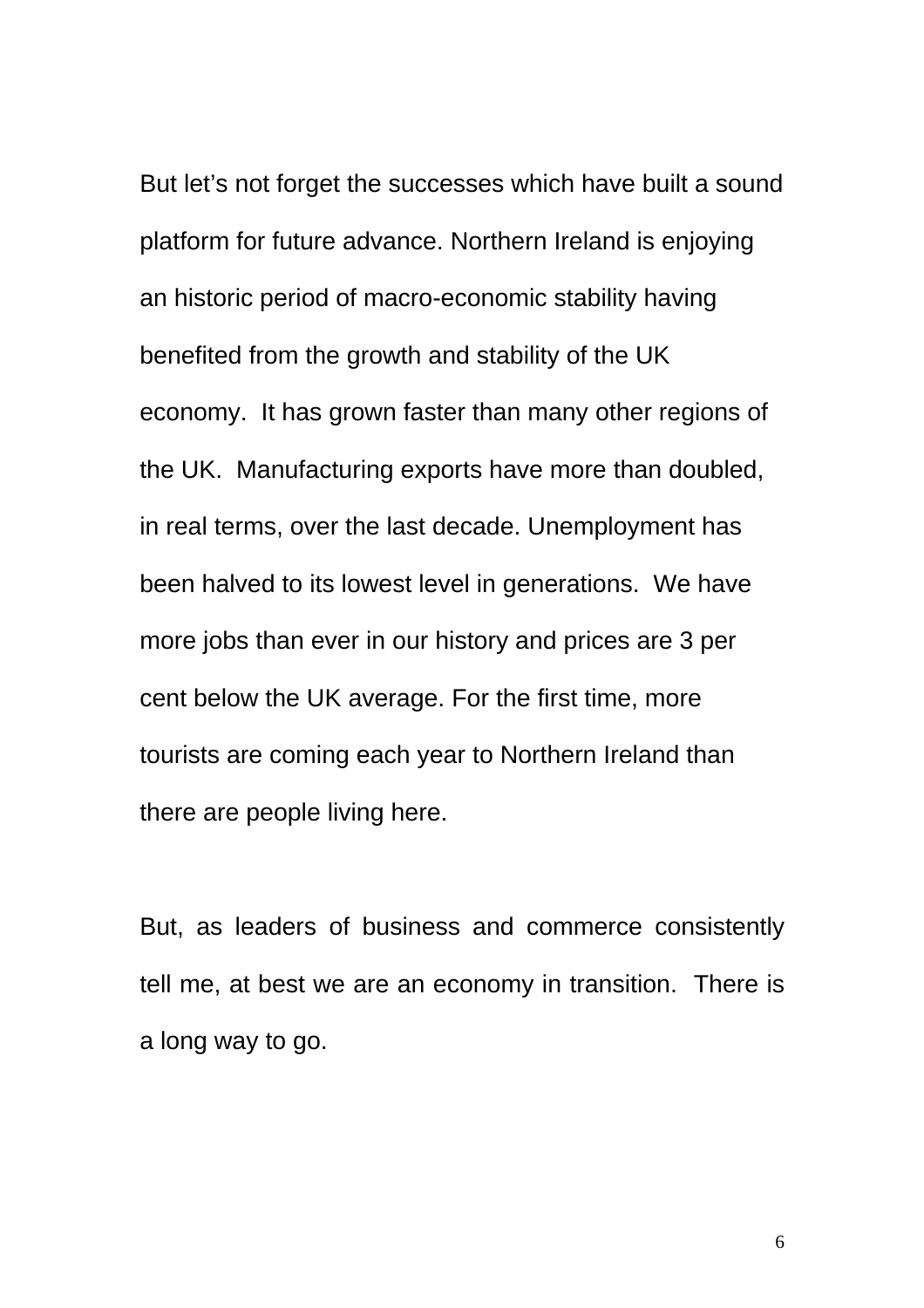But let's not forget the successes which have built a sound platform for future advance. Northern Ireland is enjoying an historic period of macro-economic stability having benefited from the growth and stability of the UK economy. It has grown faster than many other regions of the UK. Manufacturing exports have more than doubled, in real terms, over the last decade. Unemployment has been halved to its lowest level in generations. We have more jobs than ever in our history and prices are 3 per cent below the UK average. For the first time, more tourists are coming each year to Northern Ireland than there are people living here.

But, as leaders of business and commerce consistently tell me, at best we are an economy in transition. There is a long way to go.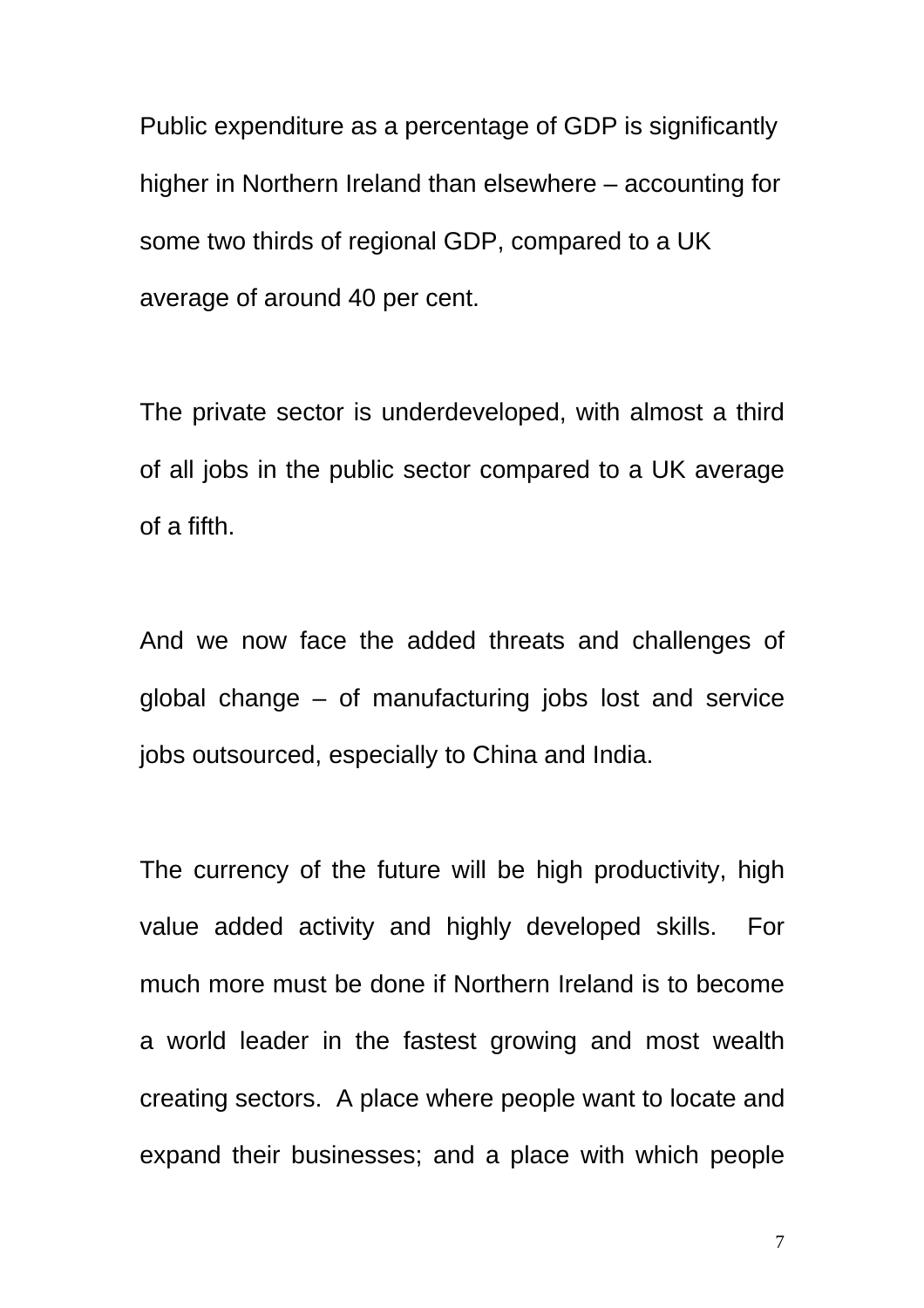Public expenditure as a percentage of GDP is significantly higher in Northern Ireland than elsewhere – accounting for some two thirds of regional GDP, compared to a UK average of around 40 per cent.

The private sector is underdeveloped, with almost a third of all jobs in the public sector compared to a UK average of a fifth.

And we now face the added threats and challenges of global change – of manufacturing jobs lost and service jobs outsourced, especially to China and India.

The currency of the future will be high productivity, high value added activity and highly developed skills. For much more must be done if Northern Ireland is to become a world leader in the fastest growing and most wealth creating sectors. A place where people want to locate and expand their businesses; and a place with which people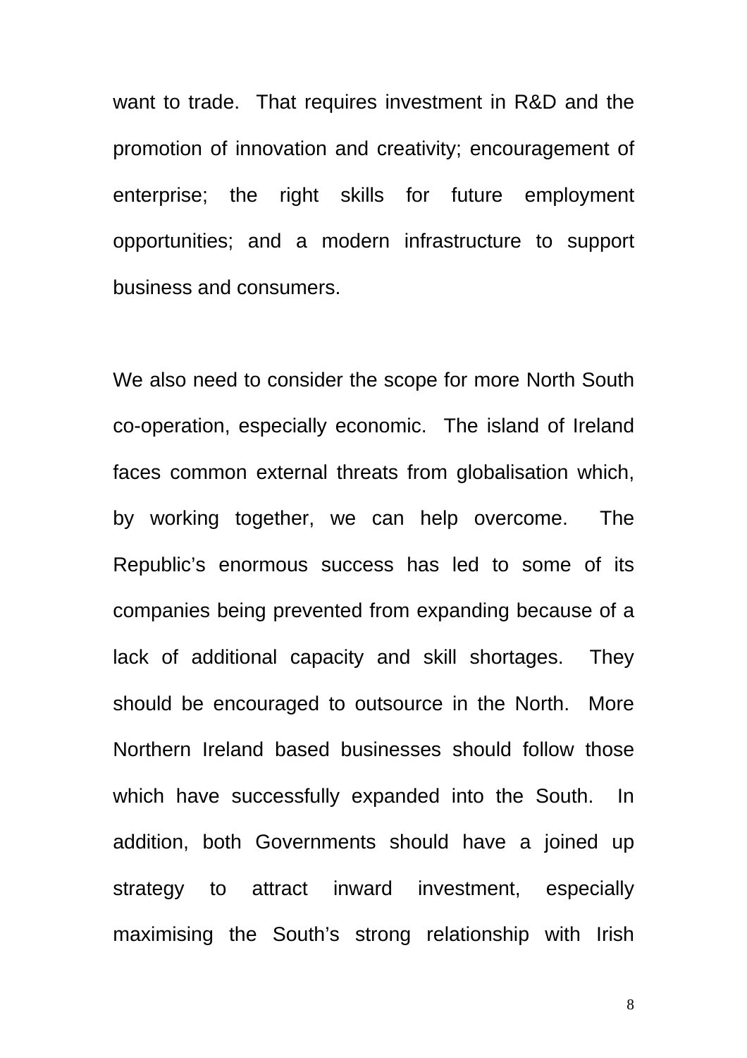want to trade. That requires investment in R&D and the promotion of innovation and creativity; encouragement of enterprise; the right skills for future employment opportunities; and a modern infrastructure to support business and consumers.

We also need to consider the scope for more North South co-operation, especially economic. The island of Ireland faces common external threats from globalisation which, by working together, we can help overcome. The Republic's enormous success has led to some of its companies being prevented from expanding because of a lack of additional capacity and skill shortages. They should be encouraged to outsource in the North. More Northern Ireland based businesses should follow those which have successfully expanded into the South. In addition, both Governments should have a joined up strategy to attract inward investment, especially maximising the South's strong relationship with Irish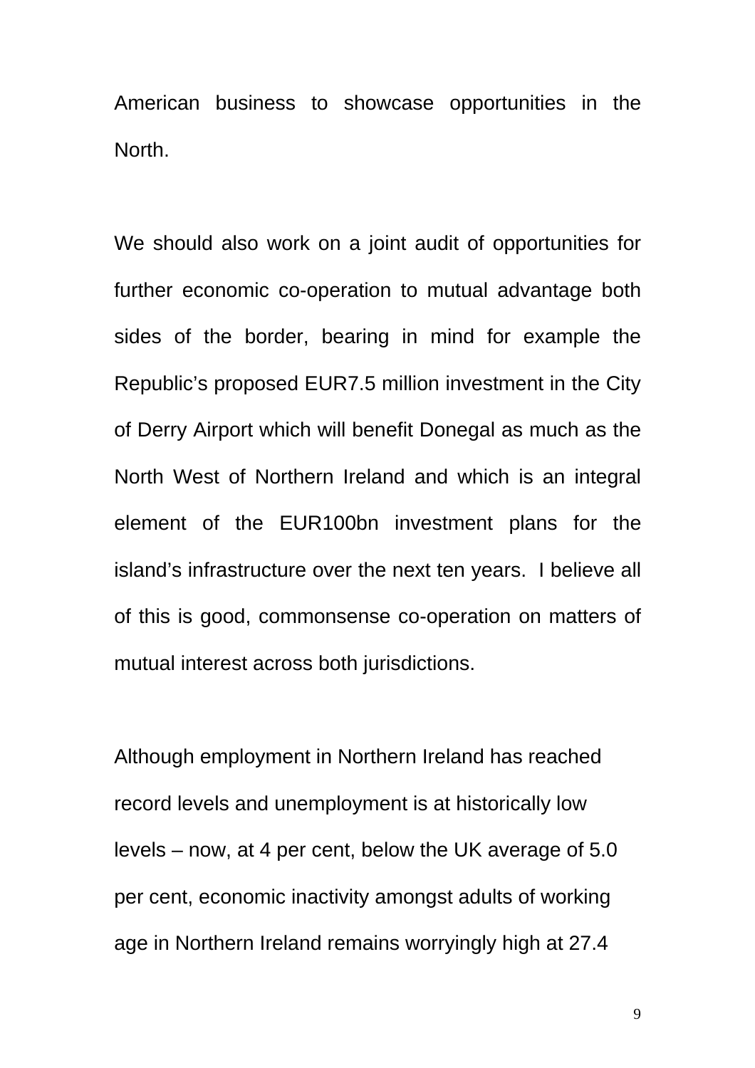American business to showcase opportunities in the North.

We should also work on a joint audit of opportunities for further economic co-operation to mutual advantage both sides of the border, bearing in mind for example the Republic's proposed EUR7.5 million investment in the City of Derry Airport which will benefit Donegal as much as the North West of Northern Ireland and which is an integral element of the EUR100bn investment plans for the island's infrastructure over the next ten years. I believe all of this is good, commonsense co-operation on matters of mutual interest across both jurisdictions.

Although employment in Northern Ireland has reached record levels and unemployment is at historically low levels – now, at 4 per cent, below the UK average of 5.0 per cent, economic inactivity amongst adults of working age in Northern Ireland remains worryingly high at 27.4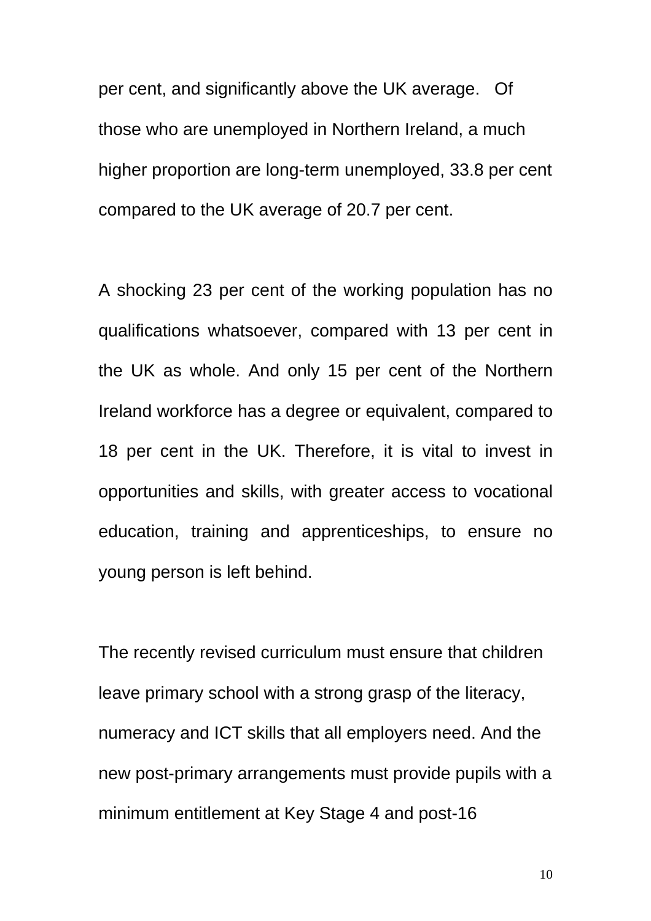per cent, and significantly above the UK average. Of those who are unemployed in Northern Ireland, a much higher proportion are long-term unemployed, 33.8 per cent compared to the UK average of 20.7 per cent.

A shocking 23 per cent of the working population has no qualifications whatsoever, compared with 13 per cent in the UK as whole. And only 15 per cent of the Northern Ireland workforce has a degree or equivalent, compared to 18 per cent in the UK. Therefore, it is vital to invest in opportunities and skills, with greater access to vocational education, training and apprenticeships, to ensure no young person is left behind.

The recently revised curriculum must ensure that children leave primary school with a strong grasp of the literacy, numeracy and ICT skills that all employers need. And the new post-primary arrangements must provide pupils with a minimum entitlement at Key Stage 4 and post-16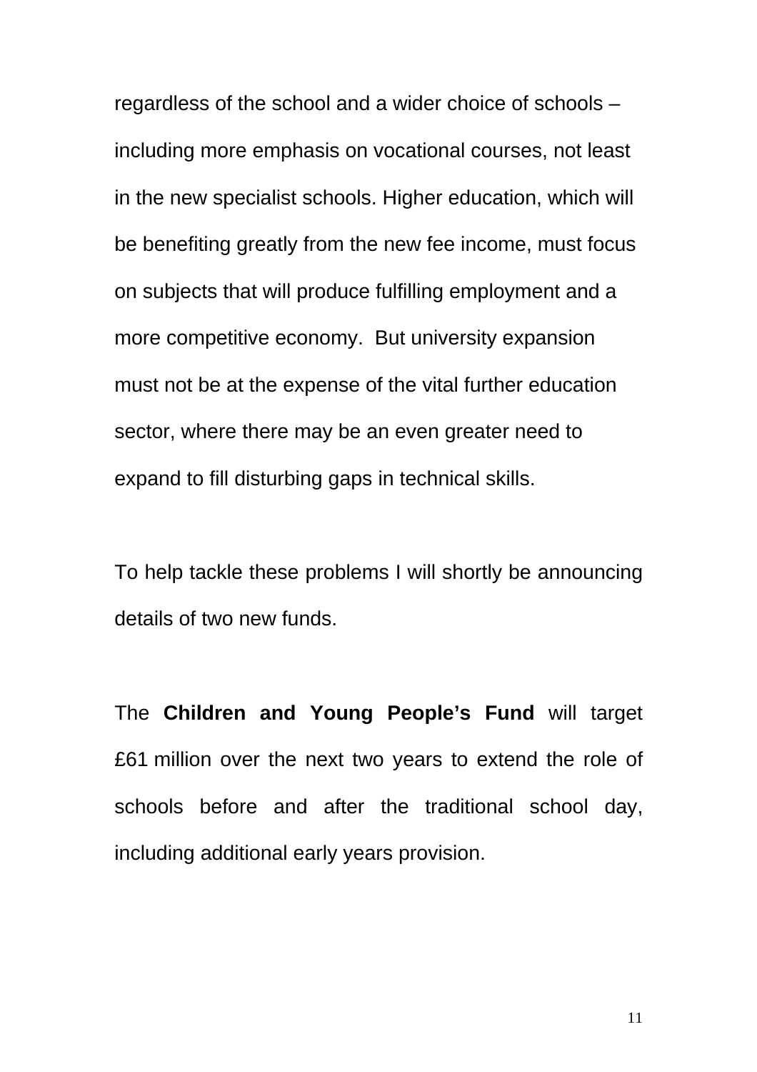regardless of the school and a wider choice of schools – including more emphasis on vocational courses, not least in the new specialist schools. Higher education, which will be benefiting greatly from the new fee income, must focus on subjects that will produce fulfilling employment and a more competitive economy. But university expansion must not be at the expense of the vital further education sector, where there may be an even greater need to expand to fill disturbing gaps in technical skills.

To help tackle these problems I will shortly be announcing details of two new funds.

The **Children and Young People's Fund** will target £61 million over the next two years to extend the role of schools before and after the traditional school day, including additional early years provision.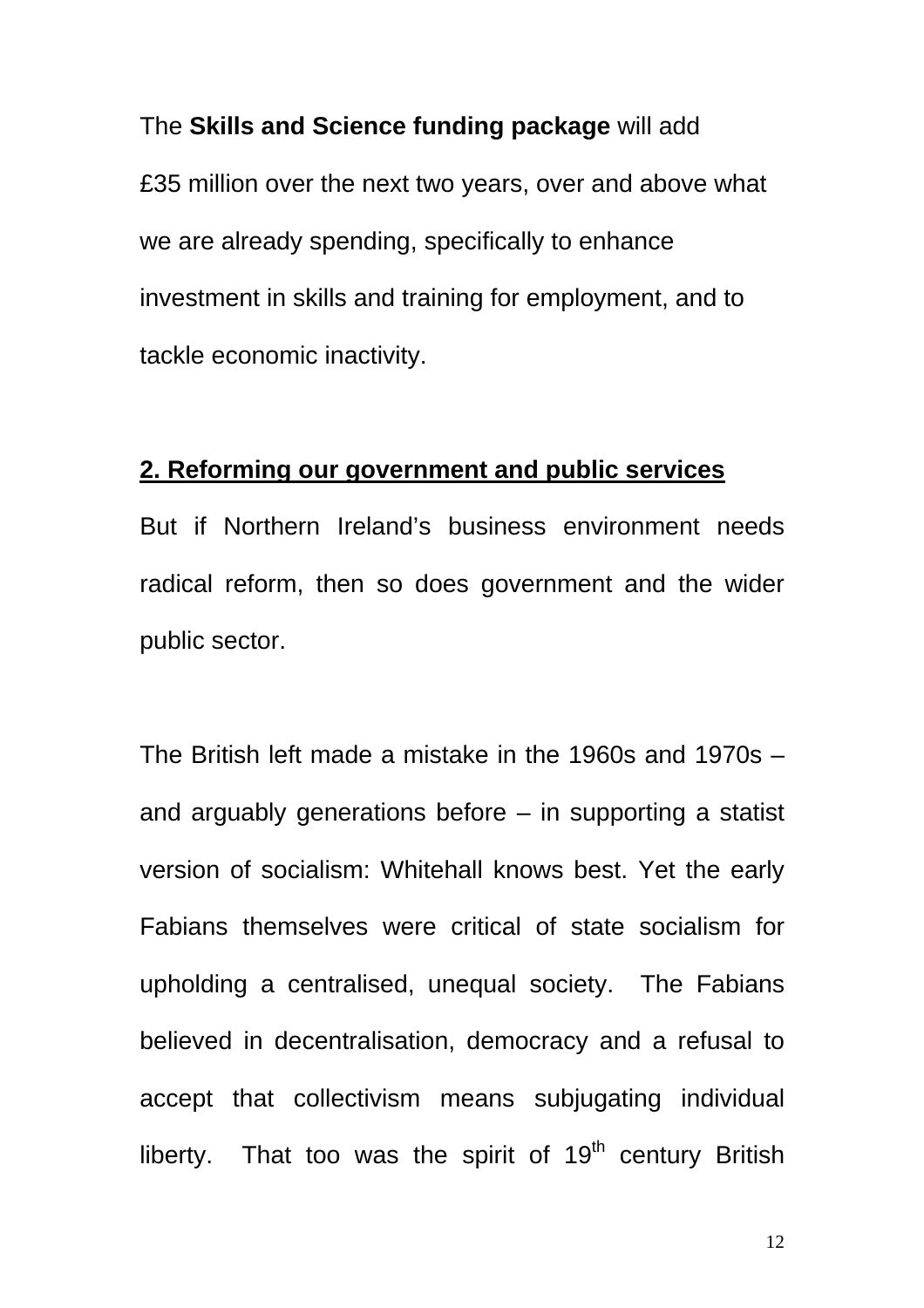The **Skills and Science funding package** will add £35 million over the next two years, over and above what we are already spending, specifically to enhance investment in skills and training for employment, and to tackle economic inactivity.

## 2. Reforming our government and public services

But if Northern Ireland's business environment needs radical reform, then so does government and the wider public sector.

The British left made a mistake in the 1960s and 1970s – and arguably generations before – in supporting a statist version of socialism: Whitehall knows best. Yet the early Fabians themselves were critical of state socialism for upholding a centralised, unequal society. The Fabians believed in decentralisation, democracy and a refusal to accept that collectivism means subjugating individual liberty. That too was the spirit of 19th century British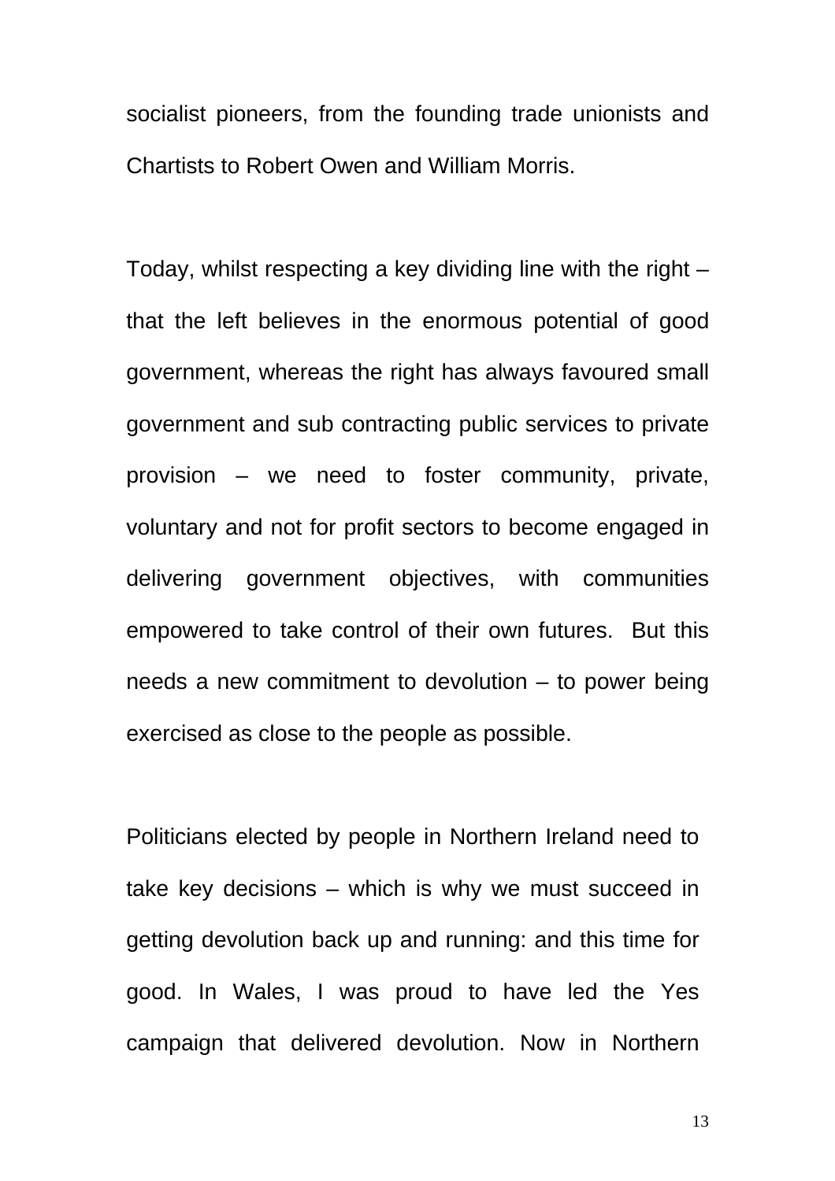socialist pioneers, from the founding trade unionists and Chartists to Robert Owen and William Morris.

Today, whilst respecting a key dividing line with the right – that the left believes in the enormous potential of good government, whereas the right has always favoured small government and sub contracting public services to private provision – we need to foster community, private, voluntary and not for profit sectors to become engaged in delivering government objectives, with communities empowered to take control of their own futures. But this needs a new commitment to devolution – to power being exercised as close to the people as possible.

Politicians elected by people in Northern Ireland need to take key decisions – which is why we must succeed in getting devolution back up and running: and this time for good. In Wales, I was proud to have led the Yes campaign that delivered devolution. Now in Northern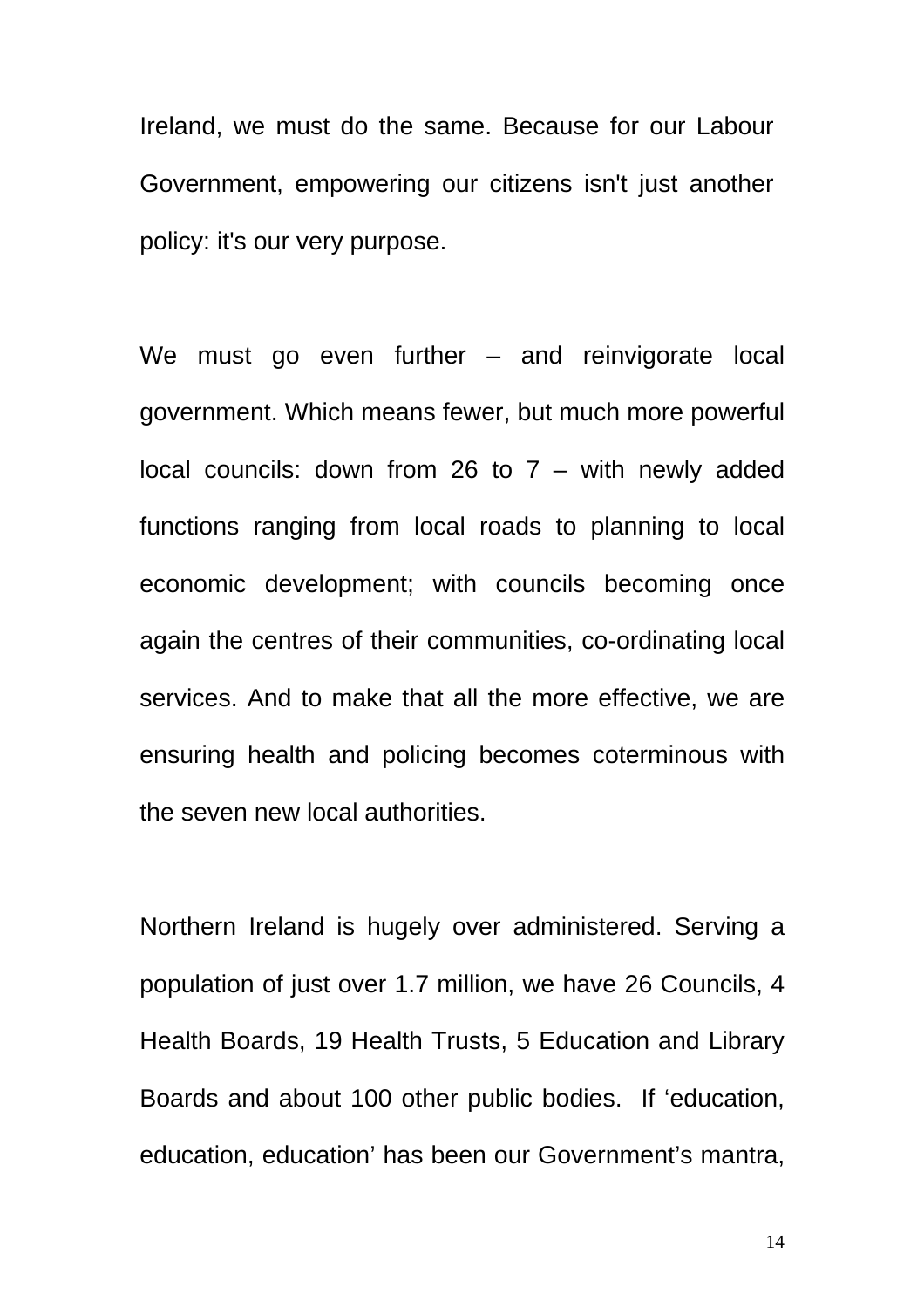Ireland, we must do the same. Because for our Labour Government, empowering our citizens isn't just another policy: it's our very purpose.

We must go even further – and reinvigorate local government. Which means fewer, but much more powerful local councils: down from 26 to 7 – with newly added functions ranging from local roads to planning to local economic development; with councils becoming once again the centres of their communities, co-ordinating local services. And to make that all the more effective, we are ensuring health and policing becomes coterminous with the seven new local authorities.

Northern Ireland is hugely over administered. Serving a population of just over 1.7 million, we have 26 Councils, 4 Health Boards, 19 Health Trusts, 5 Education and Library Boards and about 100 other public bodies. If 'education, education, education' has been our Government's mantra,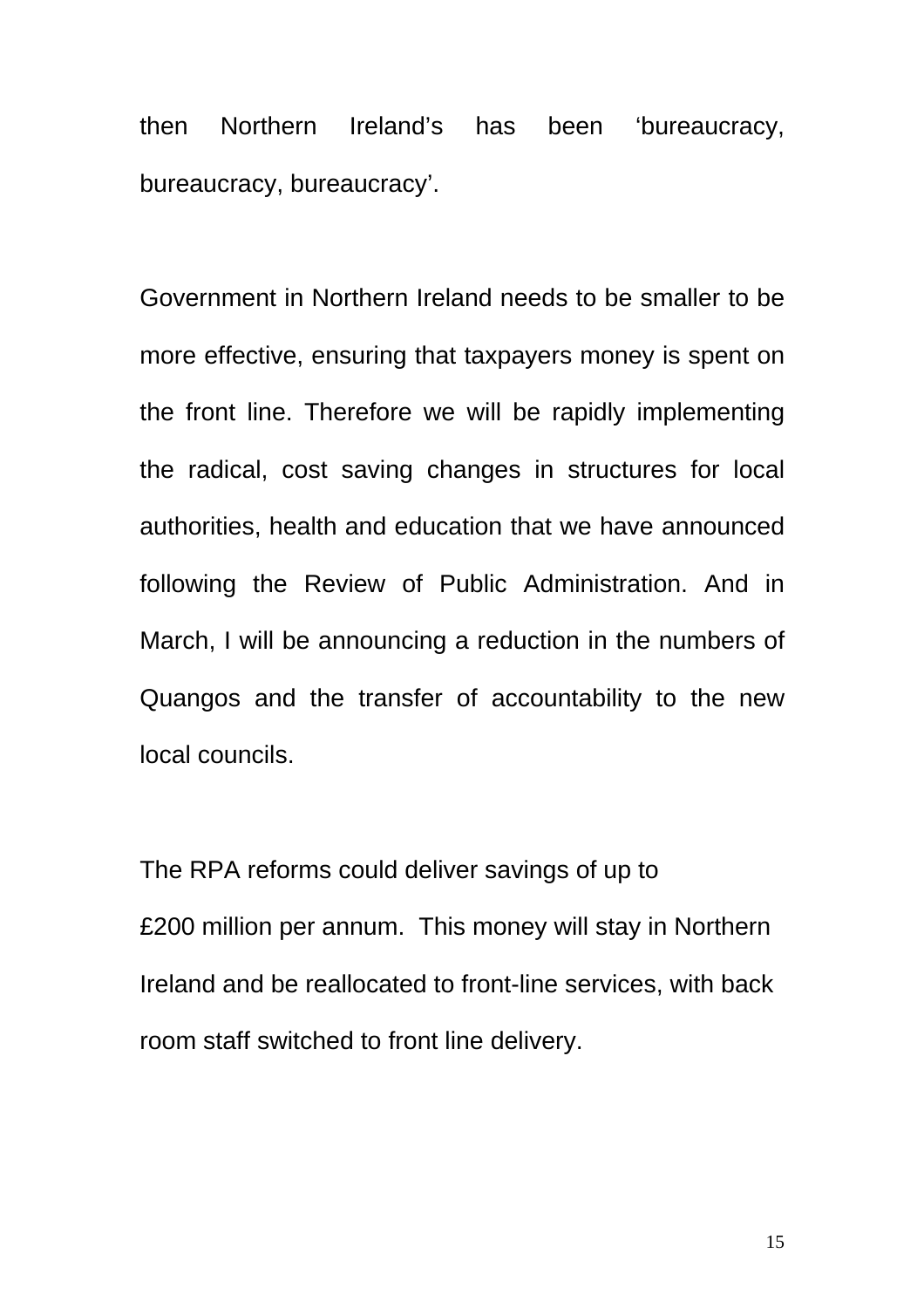then Northern Ireland's has been 'bureaucracy, bureaucracy, bureaucracy'.

Government in Northern Ireland needs to be smaller to be more effective, ensuring that taxpayers money is spent on the front line. Therefore we will be rapidly implementing the radical, cost saving changes in structures for local authorities, health and education that we have announced following the Review of Public Administration. And in March, I will be announcing a reduction in the numbers of Quangos and the transfer of accountability to the new local councils.

The RPA reforms could deliver savings of up to £200 million per annum. This money will stay in Northern Ireland and be reallocated to front-line services, with back room staff switched to front line delivery.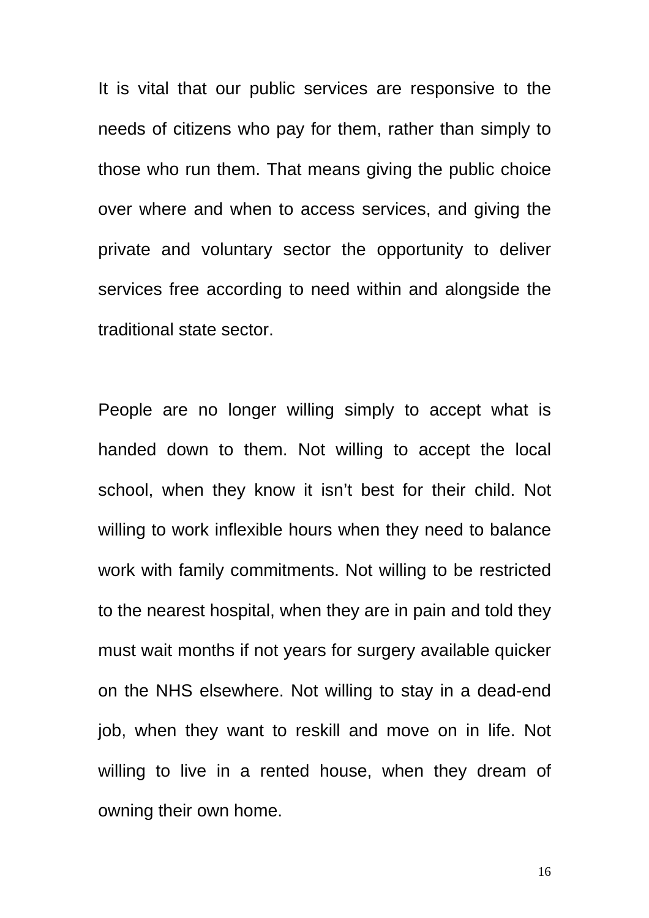It is vital that our public services are responsive to the needs of citizens who pay for them, rather than simply to those who run them. That means giving the public choice over where and when to access services, and giving the private and voluntary sector the opportunity to deliver services free according to need within and alongside the traditional state sector.

People are no longer willing simply to accept what is handed down to them. Not willing to accept the local school, when they know it isn't best for their child. Not willing to work inflexible hours when they need to balance work with family commitments. Not willing to be restricted to the nearest hospital, when they are in pain and told they must wait months if not years for surgery available quicker on the NHS elsewhere. Not willing to stay in a dead-end job, when they want to reskill and move on in life. Not willing to live in a rented house, when they dream of owning their own home.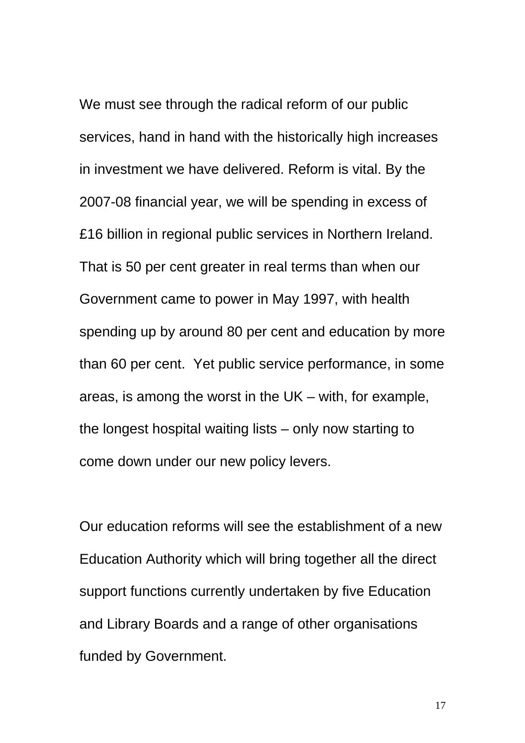We must see through the radical reform of our public services, hand in hand with the historically high increases in investment we have delivered. Reform is vital. By the 2007-08 financial year, we will be spending in excess of £16 billion in regional public services in Northern Ireland. That is 50 per cent greater in real terms than when our Government came to power in May 1997, with health spending up by around 80 per cent and education by more than 60 per cent. Yet public service performance, in some areas, is among the worst in the UK – with, for example, the longest hospital waiting lists – only now starting to come down under our new policy levers.

Our education reforms will see the establishment of a new Education Authority which will bring together all the direct support functions currently undertaken by five Education and Library Boards and a range of other organisations funded by Government.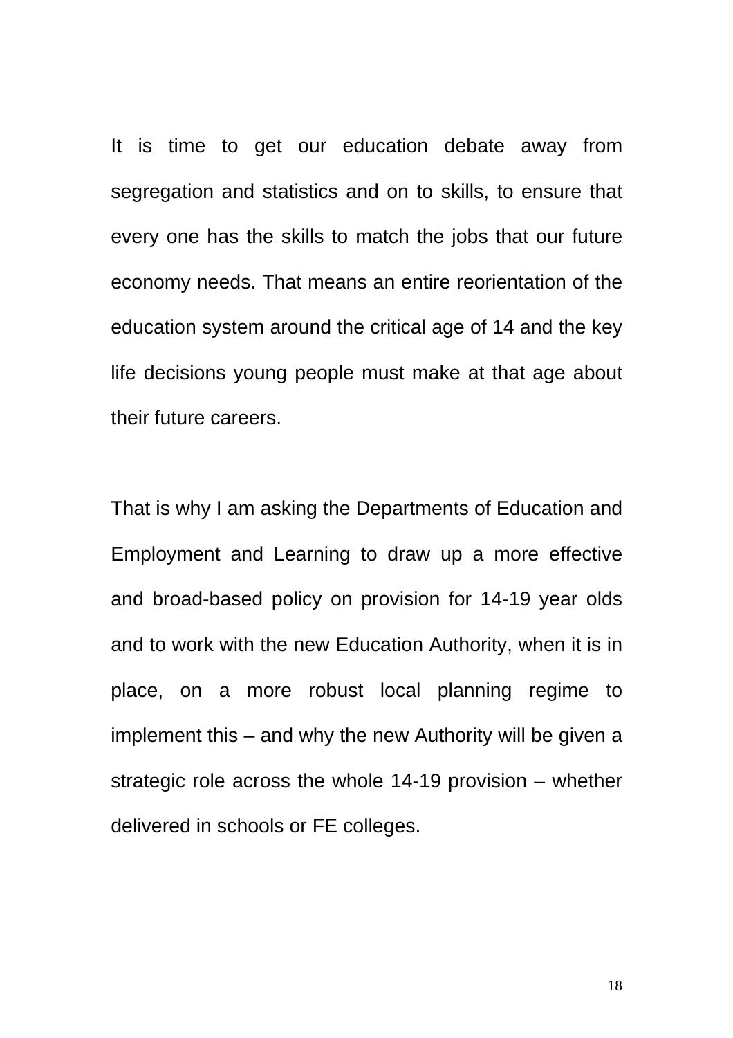It is time to get our education debate away from segregation and statistics and on to skills, to ensure that every one has the skills to match the jobs that our future economy needs. That means an entire reorientation of the education system around the critical age of 14 and the key life decisions young people must make at that age about their future careers.

That is why I am asking the Departments of Education and Employment and Learning to draw up a more effective and broad-based policy on provision for 14-19 year olds and to work with the new Education Authority, when it is in place, on a more robust local planning regime to implement this – and why the new Authority will be given a strategic role across the whole 14-19 provision – whether delivered in schools or FE colleges.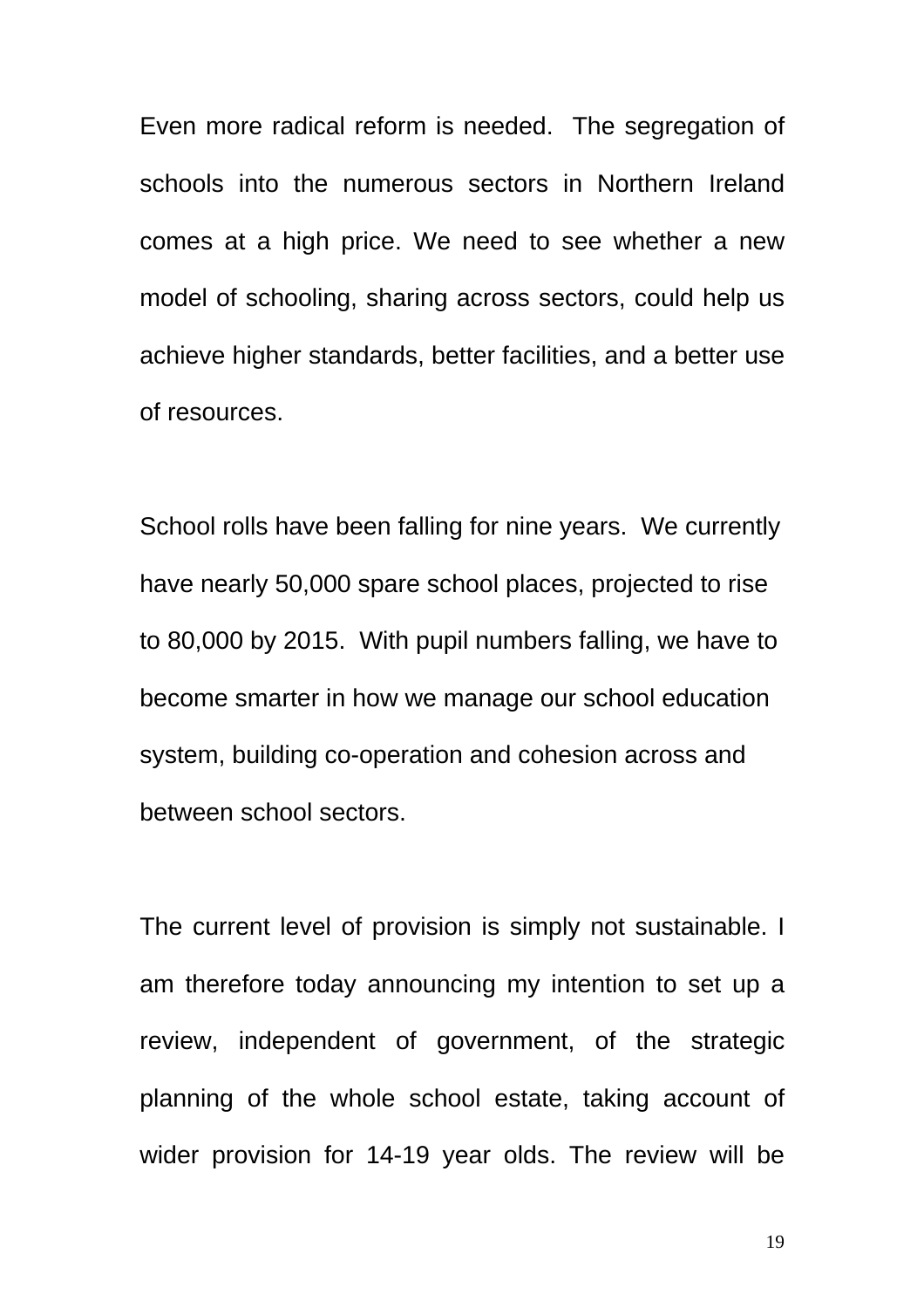Even more radical reform is needed.  The segregation of schools into the numerous sectors in Northern Ireland comes at a high price. We need to see whether a new model of schooling, sharing across sectors, could help us achieve higher standards, better facilities, and a better use of resources.

School rolls have been falling for nine years.  We currently have nearly 50,000 spare school places, projected to rise to 80,000 by 2015.  With pupil numbers falling, we have to become smarter in how we manage our school education system, building co-operation and cohesion across and between school sectors.

The current level of provision is simply not sustainable. I am therefore today announcing my intention to set up a review, independent of government, of the strategic planning of the whole school estate, taking account of wider provision for 14-19 year olds. The review will be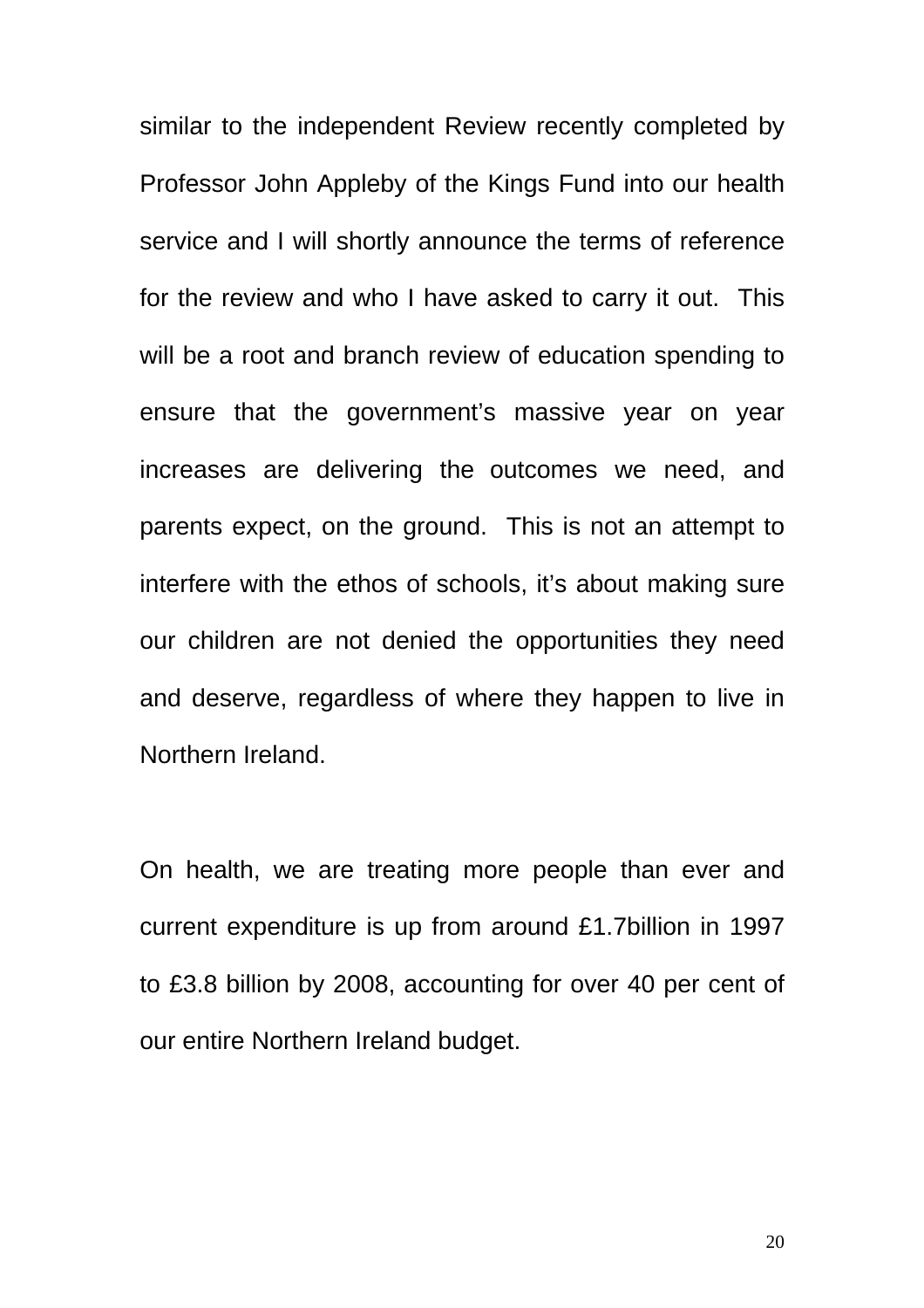similar to the independent Review recently completed by Professor John Appleby of the Kings Fund into our health service and I will shortly announce the terms of reference for the review and who I have asked to carry it out. This will be a root and branch review of education spending to ensure that the government's massive year on year increases are delivering the outcomes we need, and parents expect, on the ground. This is not an attempt to interfere with the ethos of schools, it's about making sure our children are not denied the opportunities they need and deserve, regardless of where they happen to live in Northern Ireland.

On health, we are treating more people than ever and current expenditure is up from around £1.7billion in 1997 to £3.8 billion by 2008, accounting for over 40 per cent of our entire Northern Ireland budget.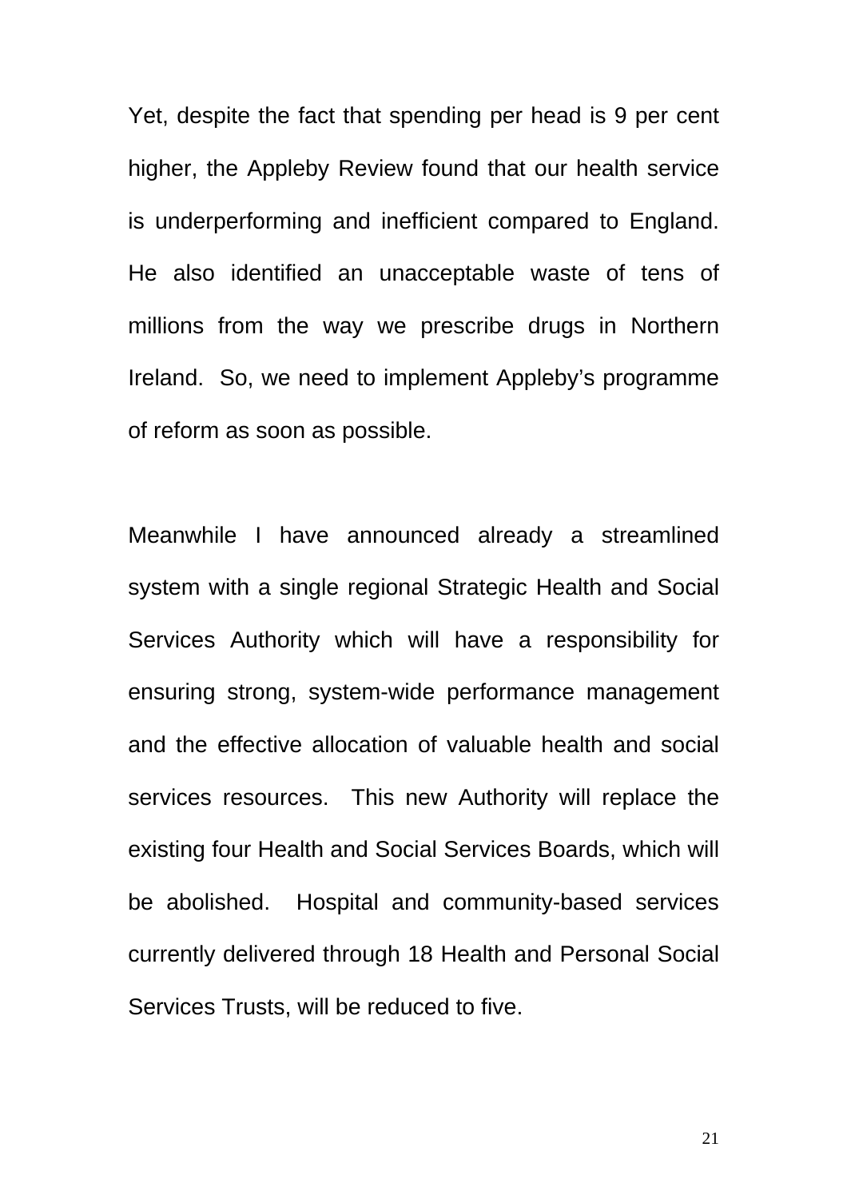Yet, despite the fact that spending per head is 9 per cent higher, the Appleby Review found that our health service is underperforming and inefficient compared to England. He also identified an unacceptable waste of tens of millions from the way we prescribe drugs in Northern Ireland. So, we need to implement Appleby's programme of reform as soon as possible.

Meanwhile I have announced already a streamlined system with a single regional Strategic Health and Social Services Authority which will have a responsibility for ensuring strong, system-wide performance management and the effective allocation of valuable health and social services resources. This new Authority will replace the existing four Health and Social Services Boards, which will be abolished. Hospital and community-based services currently delivered through 18 Health and Personal Social Services Trusts, will be reduced to five.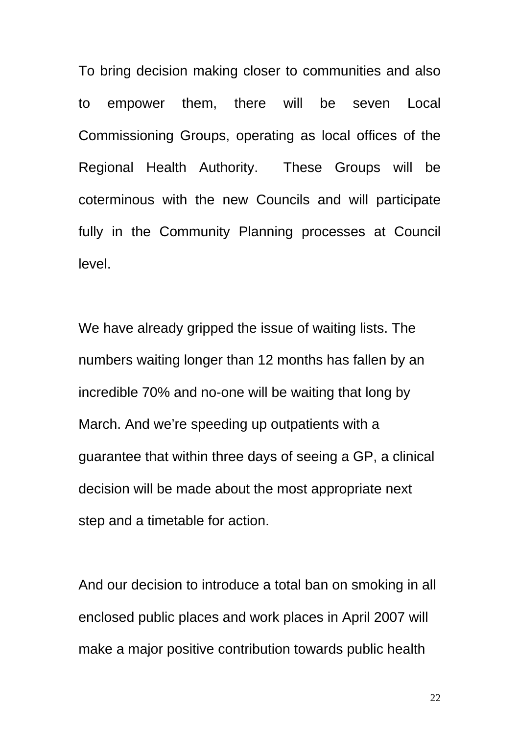To bring decision making closer to communities and also to empower them, there will be seven Local Commissioning Groups, operating as local offices of the Regional Health Authority. These Groups will be coterminous with the new Councils and will participate fully in the Community Planning processes at Council level.

We have already gripped the issue of waiting lists. The numbers waiting longer than 12 months has fallen by an incredible 70% and no-one will be waiting that long by March. And we're speeding up outpatients with a guarantee that within three days of seeing a GP, a clinical decision will be made about the most appropriate next step and a timetable for action.

And our decision to introduce a total ban on smoking in all enclosed public places and work places in April 2007 will make a major positive contribution towards public health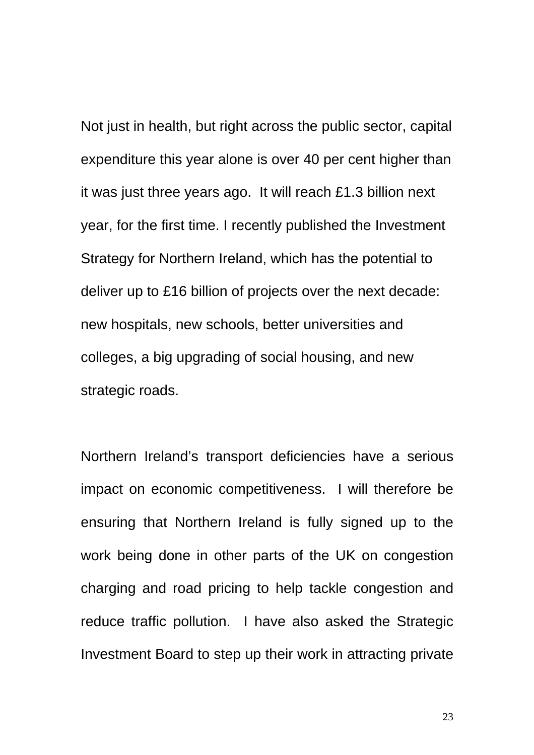Not just in health, but right across the public sector, capital expenditure this year alone is over 40 per cent higher than it was just three years ago. It will reach £1.3 billion next year, for the first time. I recently published the Investment Strategy for Northern Ireland, which has the potential to deliver up to £16 billion of projects over the next decade: new hospitals, new schools, better universities and colleges, a big upgrading of social housing, and new strategic roads.

Northern Ireland's transport deficiencies have a serious impact on economic competitiveness. I will therefore be ensuring that Northern Ireland is fully signed up to the work being done in other parts of the UK on congestion charging and road pricing to help tackle congestion and reduce traffic pollution. I have also asked the Strategic Investment Board to step up their work in attracting private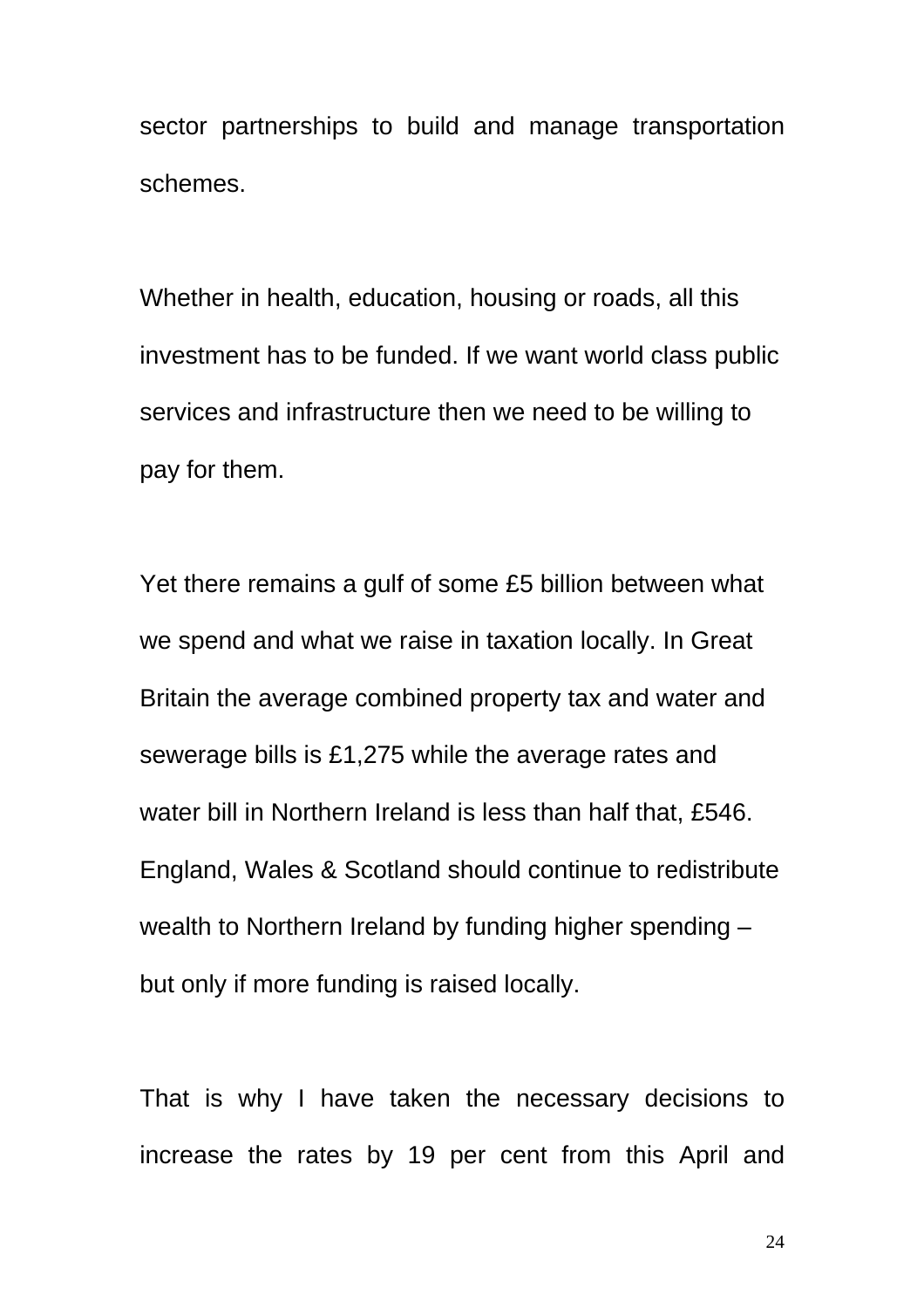sector partnerships to build and manage transportation schemes.

Whether in health, education, housing or roads, all this investment has to be funded. If we want world class public services and infrastructure then we need to be willing to pay for them.

Yet there remains a gulf of some £5 billion between what we spend and what we raise in taxation locally. In Great Britain the average combined property tax and water and sewerage bills is £1,275 while the average rates and water bill in Northern Ireland is less than half that, £546. England, Wales & Scotland should continue to redistribute wealth to Northern Ireland by funding higher spending – but only if more funding is raised locally.

That is why I have taken the necessary decisions to increase the rates by 19 per cent from this April and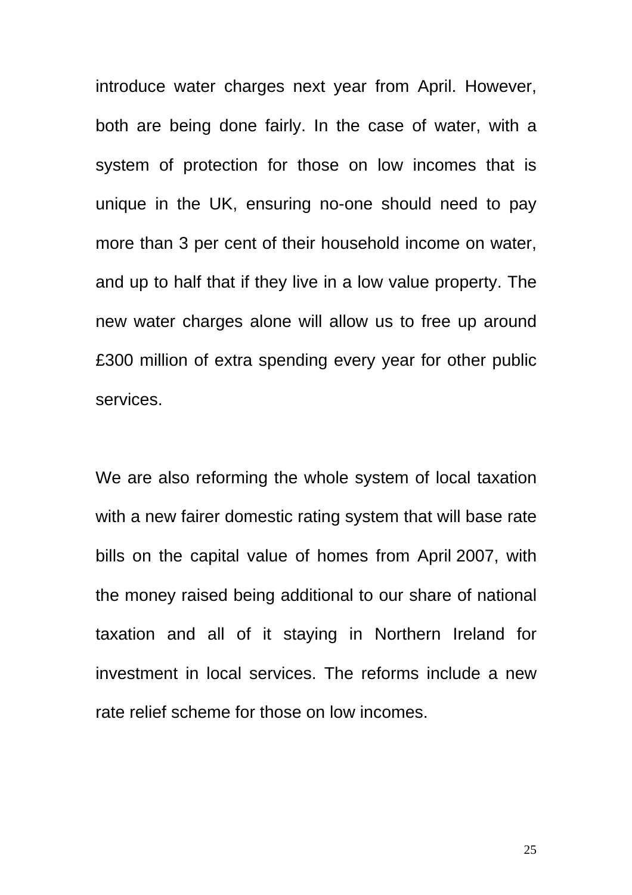introduce water charges next year from April. However, both are being done fairly. In the case of water, with a system of protection for those on low incomes that is unique in the UK, ensuring no-one should need to pay more than 3 per cent of their household income on water, and up to half that if they live in a low value property. The new water charges alone will allow us to free up around £300 million of extra spending every year for other public services.

We are also reforming the whole system of local taxation with a new fairer domestic rating system that will base rate bills on the capital value of homes from April 2007, with the money raised being additional to our share of national taxation and all of it staying in Northern Ireland for investment in local services. The reforms include a new rate relief scheme for those on low incomes.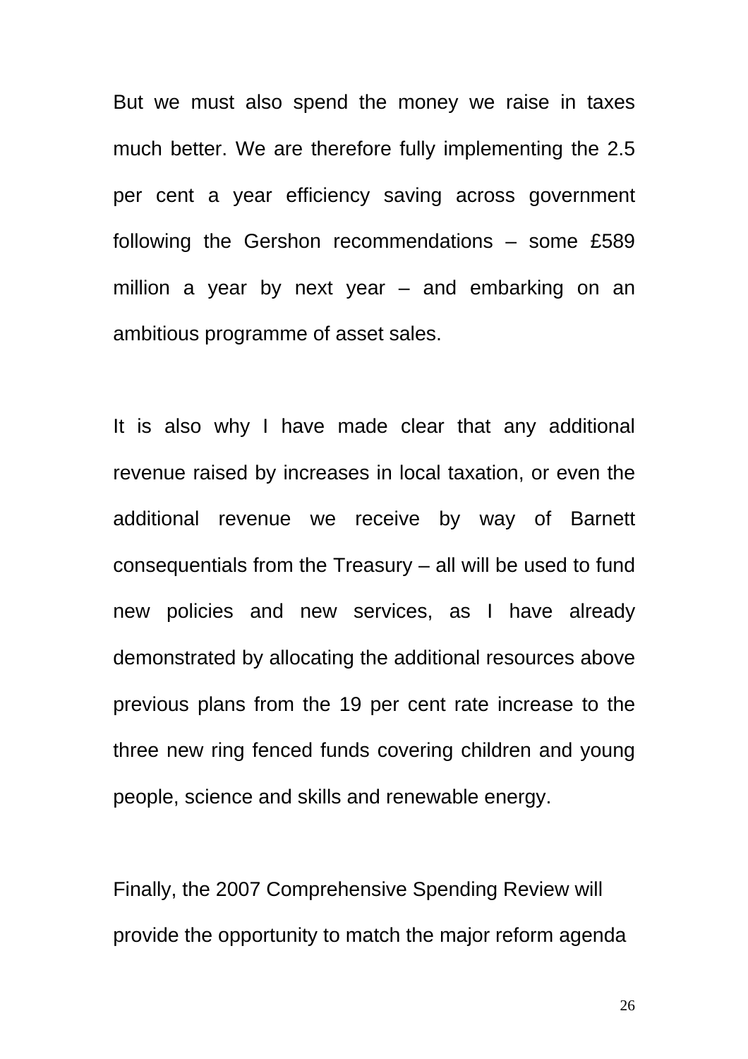But we must also spend the money we raise in taxes much better. We are therefore fully implementing the 2.5 per cent a year efficiency saving across government following the Gershon recommendations – some £589 million a year by next year – and embarking on an ambitious programme of asset sales.

It is also why I have made clear that any additional revenue raised by increases in local taxation, or even the additional revenue we receive by way of Barnett consequentials from the Treasury – all will be used to fund new policies and new services, as I have already demonstrated by allocating the additional resources above previous plans from the 19 per cent rate increase to the three new ring fenced funds covering children and young people, science and skills and renewable energy.

Finally, the 2007 Comprehensive Spending Review will provide the opportunity to match the major reform agenda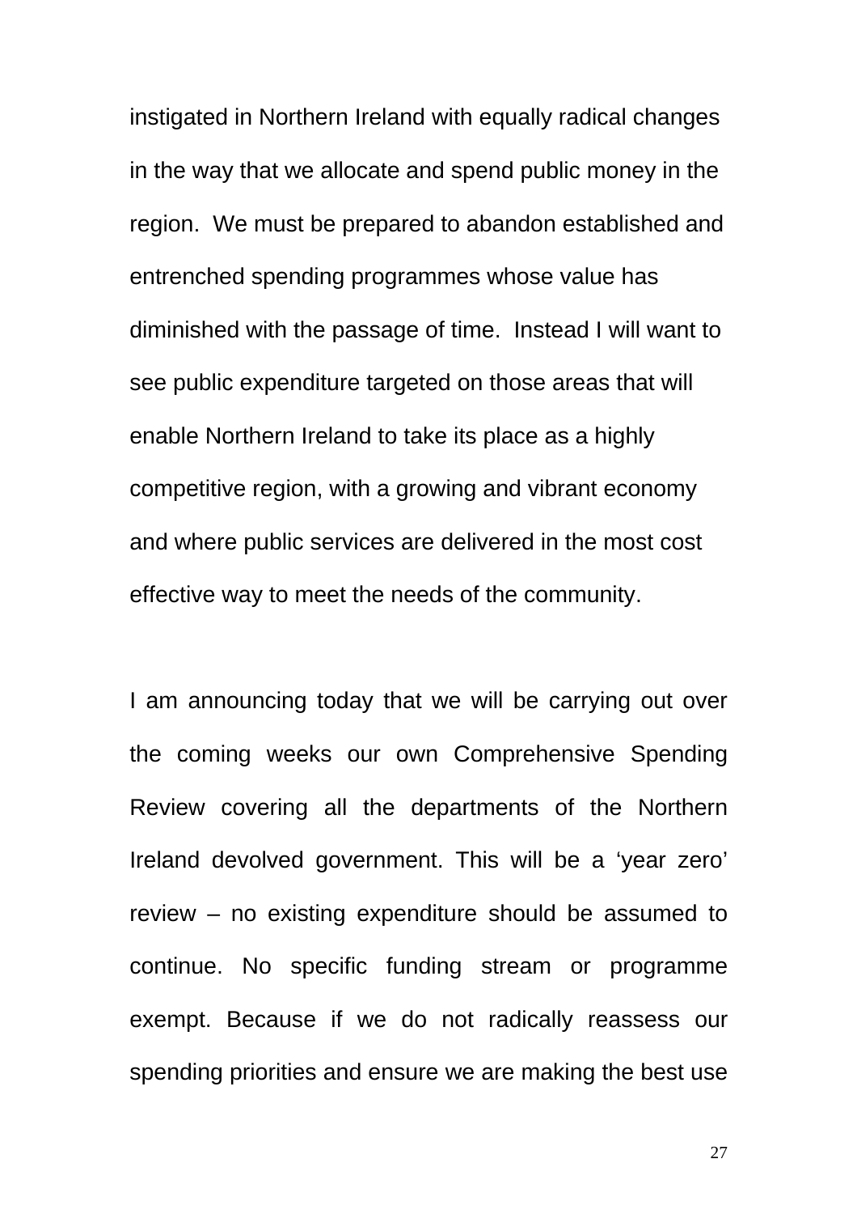instigated in Northern Ireland with equally radical changes in the way that we allocate and spend public money in the region. We must be prepared to abandon established and entrenched spending programmes whose value has diminished with the passage of time. Instead I will want to see public expenditure targeted on those areas that will enable Northern Ireland to take its place as a highly competitive region, with a growing and vibrant economy and where public services are delivered in the most cost effective way to meet the needs of the community.

I am announcing today that we will be carrying out over the coming weeks our own Comprehensive Spending Review covering all the departments of the Northern Ireland devolved government. This will be a 'year zero' review – no existing expenditure should be assumed to continue. No specific funding stream or programme exempt. Because if we do not radically reassess our spending priorities and ensure we are making the best use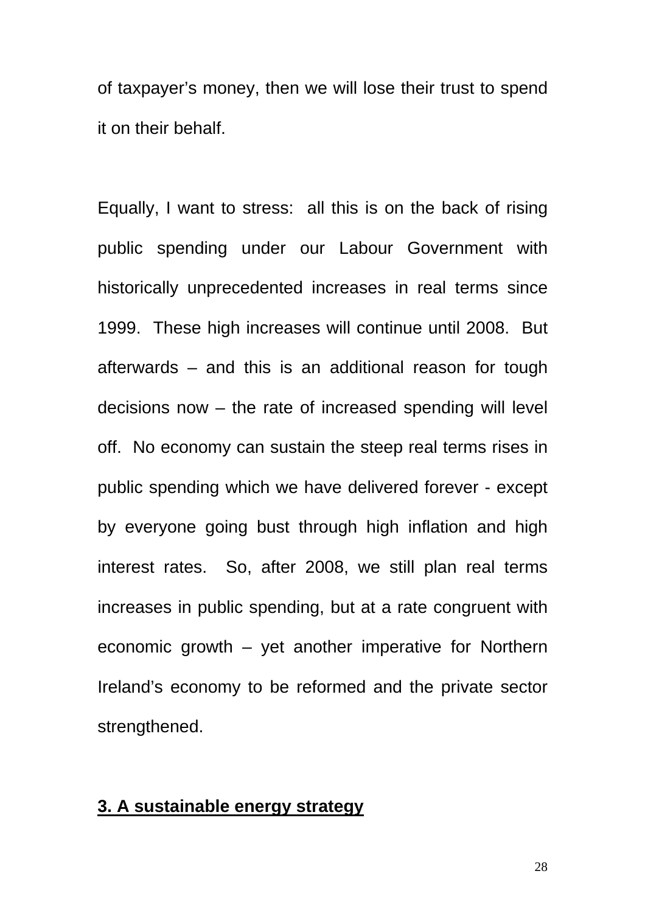of taxpayer's money, then we will lose their trust to spend it on their behalf.

Equally, I want to stress: all this is on the back of rising public spending under our Labour Government with historically unprecedented increases in real terms since 1999. These high increases will continue until 2008. But afterwards – and this is an additional reason for tough decisions now – the rate of increased spending will level off. No economy can sustain the steep real terms rises in public spending which we have delivered forever - except by everyone going bust through high inflation and high interest rates. So, after 2008, we still plan real terms increases in public spending, but at a rate congruent with economic growth – yet another imperative for Northern Ireland's economy to be reformed and the private sector strengthened.

## 3. A sustainable energy strategy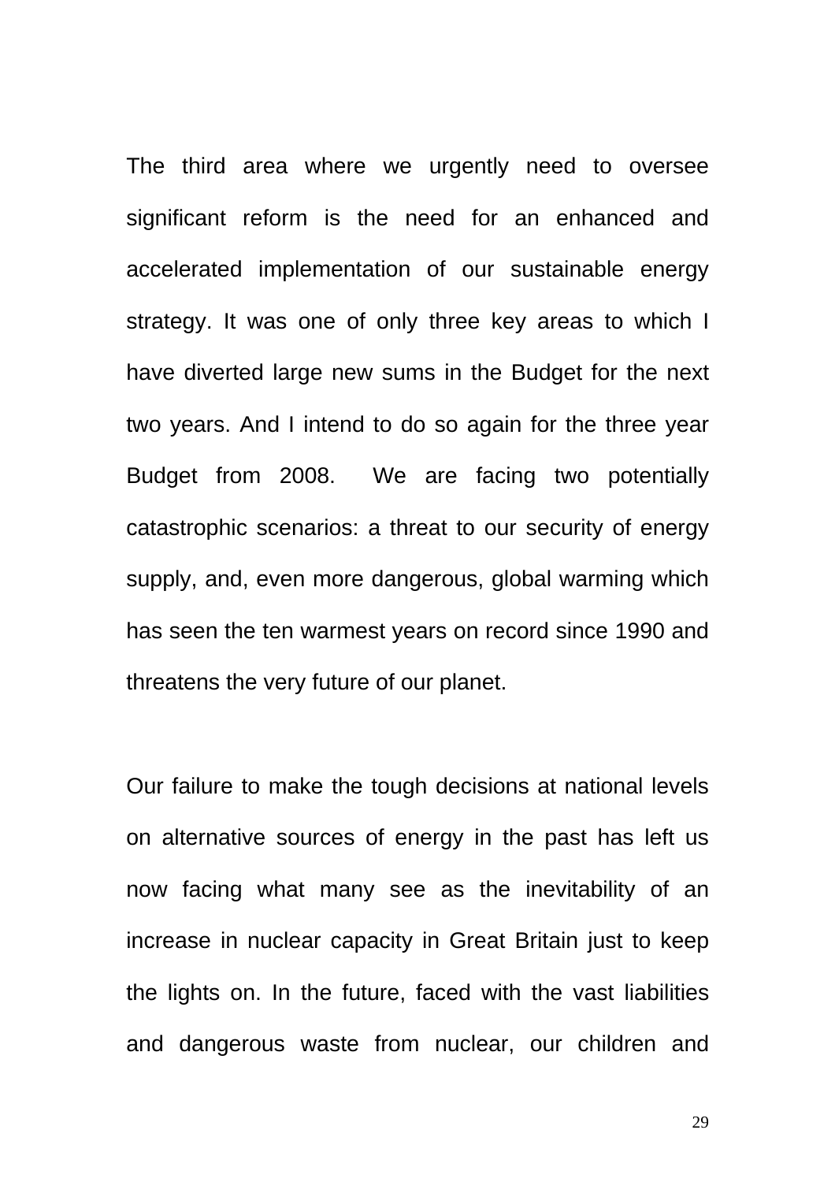The third area where we urgently need to oversee significant reform is the need for an enhanced and accelerated implementation of our sustainable energy strategy. It was one of only three key areas to which I have diverted large new sums in the Budget for the next two years. And I intend to do so again for the three year Budget from 2008. We are facing two potentially catastrophic scenarios: a threat to our security of energy supply, and, even more dangerous, global warming which has seen the ten warmest years on record since 1990 and threatens the very future of our planet.

Our failure to make the tough decisions at national levels on alternative sources of energy in the past has left us now facing what many see as the inevitability of an increase in nuclear capacity in Great Britain just to keep the lights on. In the future, faced with the vast liabilities and dangerous waste from nuclear, our children and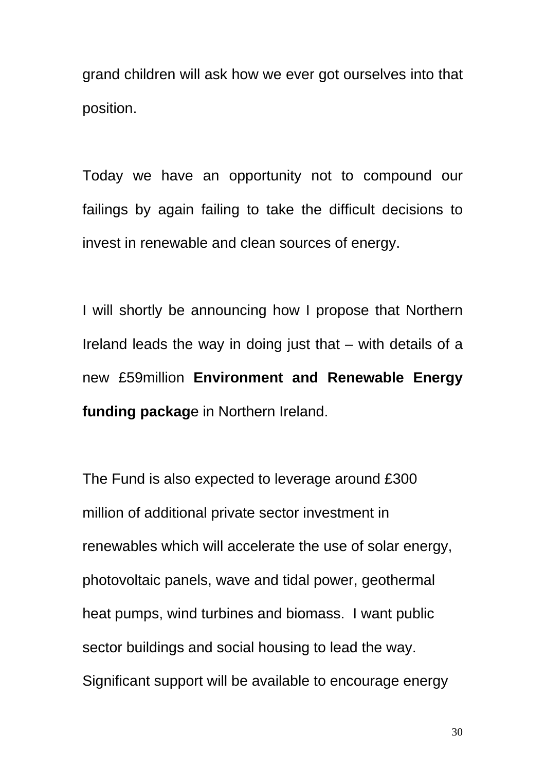grand children will ask how we ever got ourselves into that position.

Today we have an opportunity not to compound our failings by again failing to take the difficult decisions to invest in renewable and clean sources of energy.

I will shortly be announcing how I propose that Northern Ireland leads the way in doing just that – with details of a new £59million **Environment and Renewable Energy funding packag**e in Northern Ireland.

The Fund is also expected to leverage around £300 million of additional private sector investment in renewables which will accelerate the use of solar energy, photovoltaic panels, wave and tidal power, geothermal heat pumps, wind turbines and biomass. I want public sector buildings and social housing to lead the way. Significant support will be available to encourage energy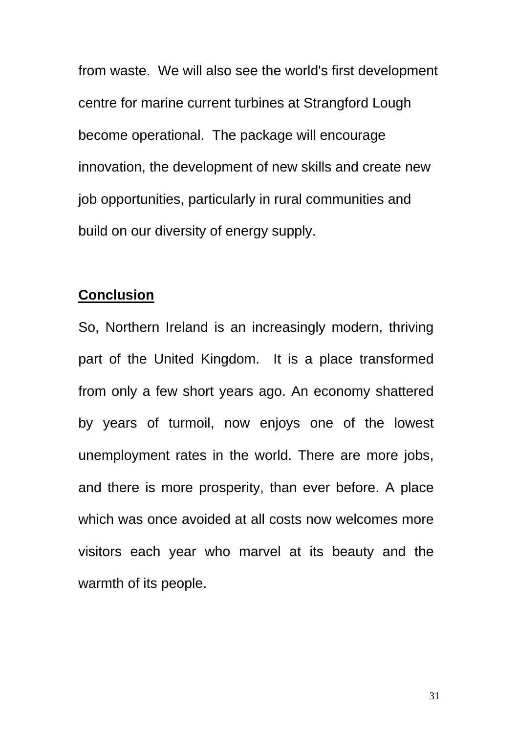from waste.  We will also see the world's first development centre for marine current turbines at Strangford Lough become operational.  The package will encourage innovation, the development of new skills and create new job opportunities, particularly in rural communities and build on our diversity of energy supply.

## **Conclusion**

So, Northern Ireland is an increasingly modern, thriving part of the United Kingdom.  It is a place transformed from only a few short years ago. An economy shattered by years of turmoil, now enjoys one of the lowest unemployment rates in the world. There are more jobs, and there is more prosperity, than ever before. A place which was once avoided at all costs now welcomes more visitors each year who marvel at its beauty and the warmth of its people.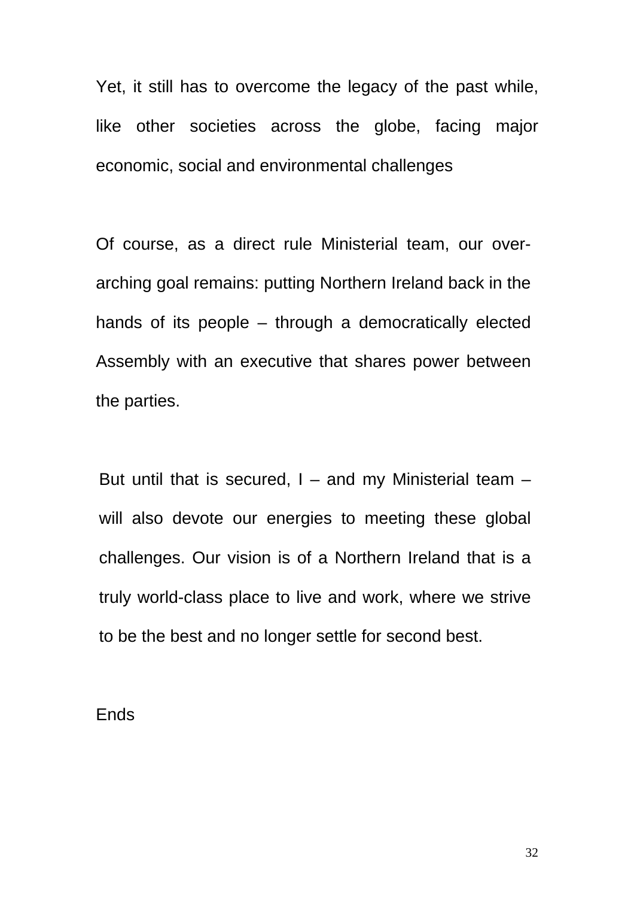Yet, it still has to overcome the legacy of the past while, like other societies across the globe, facing major economic, social and environmental challenges

Of course, as a direct rule Ministerial team, our over-arching goal remains: putting Northern Ireland back in the hands of its people – through a democratically elected Assembly with an executive that shares power between the parties.

But until that is secured, I – and my Ministerial team – will also devote our energies to meeting these global challenges. Our vision is of a Northern Ireland that is a truly world-class place to live and work, where we strive to be the best and no longer settle for second best.

Ends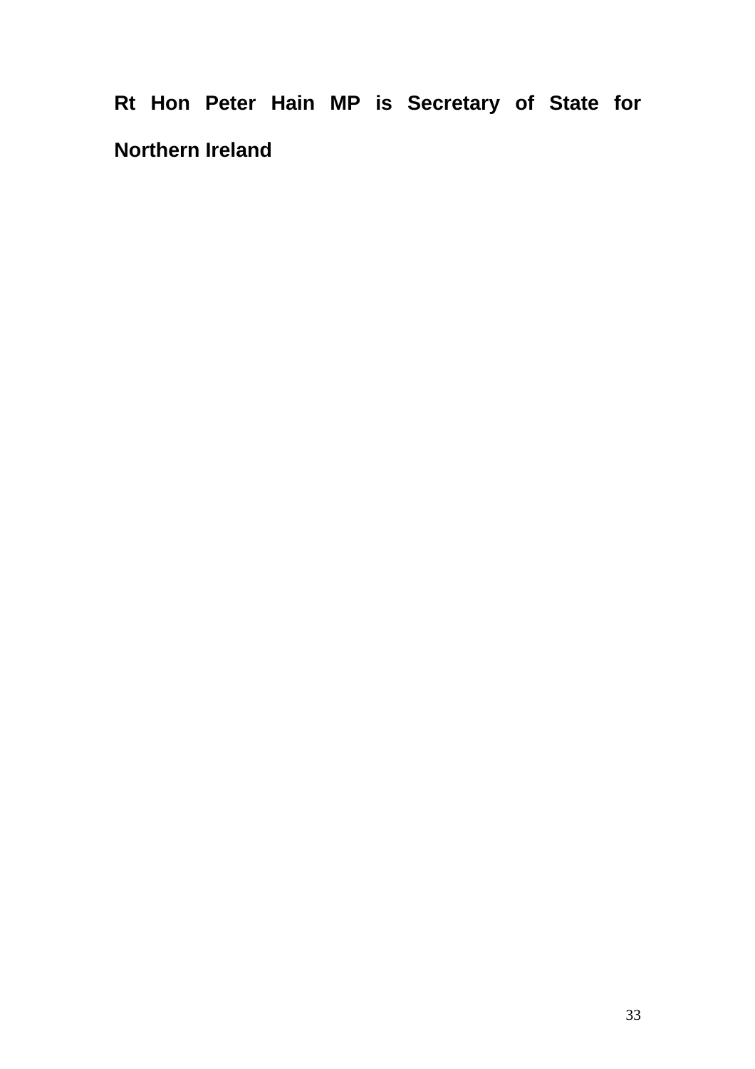**Rt Hon Peter Hain MP is Secretary of State for Northern Ireland**